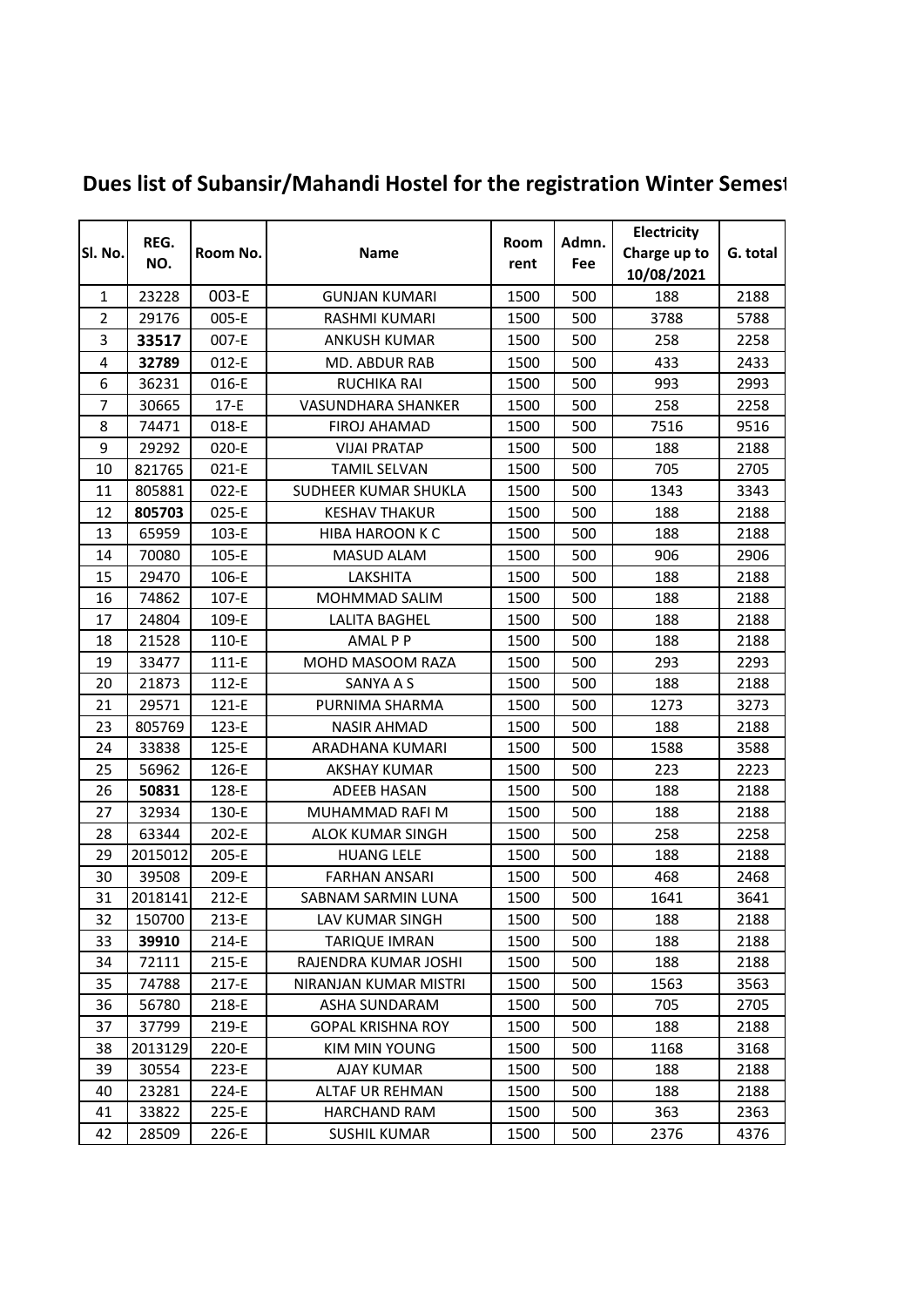# Dues list of Subansir/Mahandi Hostel for the registration Winter Semest

| Sl. No. | REG. NO. | Room No. | Name | Room rent | Admn. Fee | Electricity Charge up to 10/08/2021 | G. total |
|---|---|---|---|---|---|---|---|
| 1 | 23228 | 003-E | GUNJAN KUMARI | 1500 | 500 | 188 | 2188 |
| 2 | 29176 | 005-E | RASHMI KUMARI | 1500 | 500 | 3788 | 5788 |
| 3 | **33517** | 007-E | ANKUSH KUMAR | 1500 | 500 | 258 | 2258 |
| 4 | **32789** | 012-E | MD. ABDUR RAB | 1500 | 500 | 433 | 2433 |
| 6 | 36231 | 016-E | RUCHIKA RAI | 1500 | 500 | 993 | 2993 |
| 7 | 30665 | 17-E | VASUNDHARA SHANKER | 1500 | 500 | 258 | 2258 |
| 8 | 74471 | 018-E | FIROJ AHAMAD | 1500 | 500 | 7516 | 9516 |
| 9 | 29292 | 020-E | VIJAI PRATAP | 1500 | 500 | 188 | 2188 |
| 10 | 821765 | 021-E | TAMIL SELVAN | 1500 | 500 | 705 | 2705 |
| 11 | 805881 | 022-E | SUDHEER KUMAR SHUKLA | 1500 | 500 | 1343 | 3343 |
| 12 | **805703** | 025-E | KESHAV THAKUR | 1500 | 500 | 188 | 2188 |
| 13 | 65959 | 103-E | HIBA HAROON K C | 1500 | 500 | 188 | 2188 |
| 14 | 70080 | 105-E | MASUD ALAM | 1500 | 500 | 906 | 2906 |
| 15 | 29470 | 106-E | LAKSHITA | 1500 | 500 | 188 | 2188 |
| 16 | 74862 | 107-E | MOHMMAD SALIM | 1500 | 500 | 188 | 2188 |
| 17 | 24804 | 109-E | LALITA BAGHEL | 1500 | 500 | 188 | 2188 |
| 18 | 21528 | 110-E | AMAL P P | 1500 | 500 | 188 | 2188 |
| 19 | 33477 | 111-E | MOHD MASOOM RAZA | 1500 | 500 | 293 | 2293 |
| 20 | 21873 | 112-E | SANYA A S | 1500 | 500 | 188 | 2188 |
| 21 | 29571 | 121-E | PURNIMA SHARMA | 1500 | 500 | 1273 | 3273 |
| 23 | 805769 | 123-E | NASIR AHMAD | 1500 | 500 | 188 | 2188 |
| 24 | 33838 | 125-E | ARADHANA KUMARI | 1500 | 500 | 1588 | 3588 |
| 25 | 56962 | 126-E | AKSHAY KUMAR | 1500 | 500 | 223 | 2223 |
| 26 | **50831** | 128-E | ADEEB HASAN | 1500 | 500 | 188 | 2188 |
| 27 | 32934 | 130-E | MUHAMMAD RAFI M | 1500 | 500 | 188 | 2188 |
| 28 | 63344 | 202-E | ALOK KUMAR SINGH | 1500 | 500 | 258 | 2258 |
| 29 | 2015012 | 205-E | HUANG LELE | 1500 | 500 | 188 | 2188 |
| 30 | 39508 | 209-E | FARHAN ANSARI | 1500 | 500 | 468 | 2468 |
| 31 | 2018141 | 212-E | SABNAM SARMIN LUNA | 1500 | 500 | 1641 | 3641 |
| 32 | 150700 | 213-E | LAV KUMAR SINGH | 1500 | 500 | 188 | 2188 |
| 33 | **39910** | 214-E | TARIQUE IMRAN | 1500 | 500 | 188 | 2188 |
| 34 | 72111 | 215-E | RAJENDRA KUMAR JOSHI | 1500 | 500 | 188 | 2188 |
| 35 | 74788 | 217-E | NIRANJAN KUMAR MISTRI | 1500 | 500 | 1563 | 3563 |
| 36 | 56780 | 218-E | ASHA SUNDARAM | 1500 | 500 | 705 | 2705 |
| 37 | 37799 | 219-E | GOPAL KRISHNA ROY | 1500 | 500 | 188 | 2188 |
| 38 | 2013129 | 220-E | KIM MIN YOUNG | 1500 | 500 | 1168 | 3168 |
| 39 | 30554 | 223-E | AJAY KUMAR | 1500 | 500 | 188 | 2188 |
| 40 | 23281 | 224-E | ALTAF UR REHMAN | 1500 | 500 | 188 | 2188 |
| 41 | 33822 | 225-E | HARCHAND RAM | 1500 | 500 | 363 | 2363 |
| 42 | 28509 | 226-E | SUSHIL KUMAR | 1500 | 500 | 2376 | 4376 |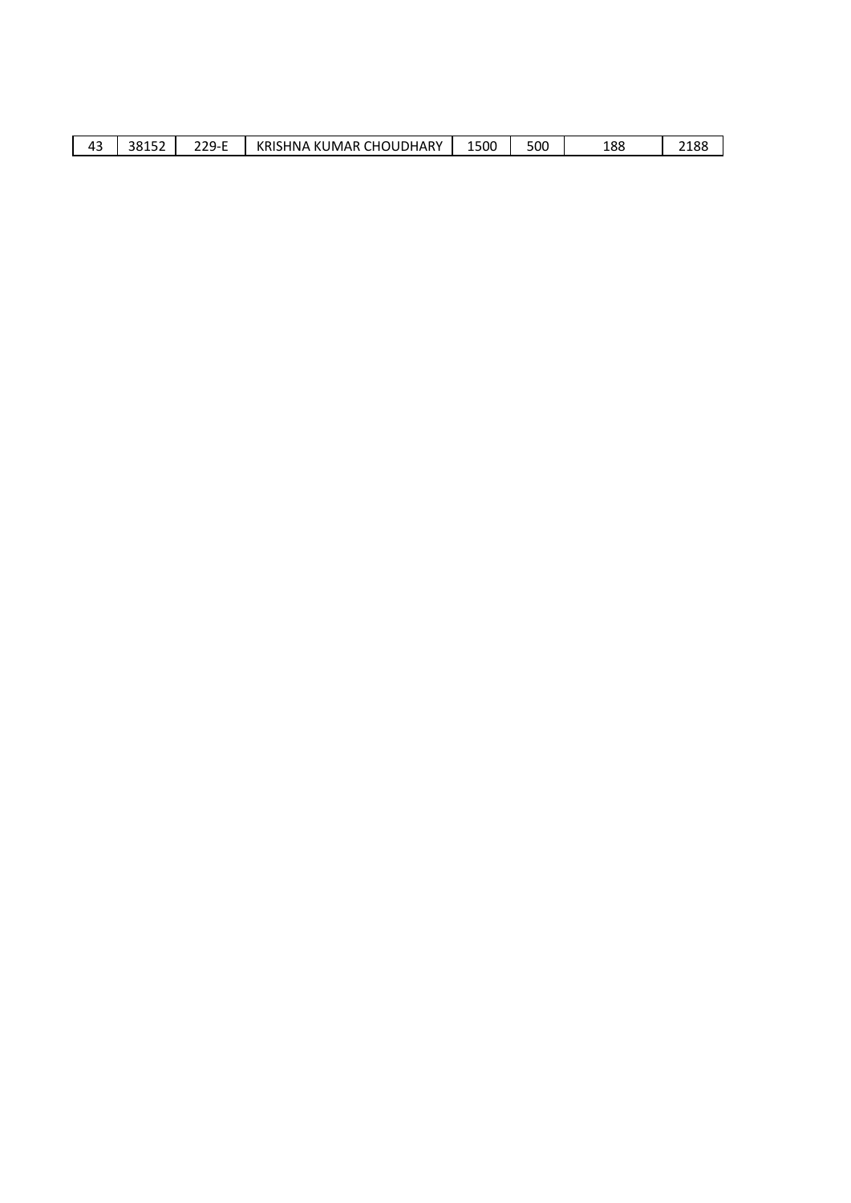| 43 | 38152 | 229-E | KRISHNA KUMAR CHOUDHARY | 1500 | 500 | 188 | 2188 |
|---|---|---|---|---|---|---|---|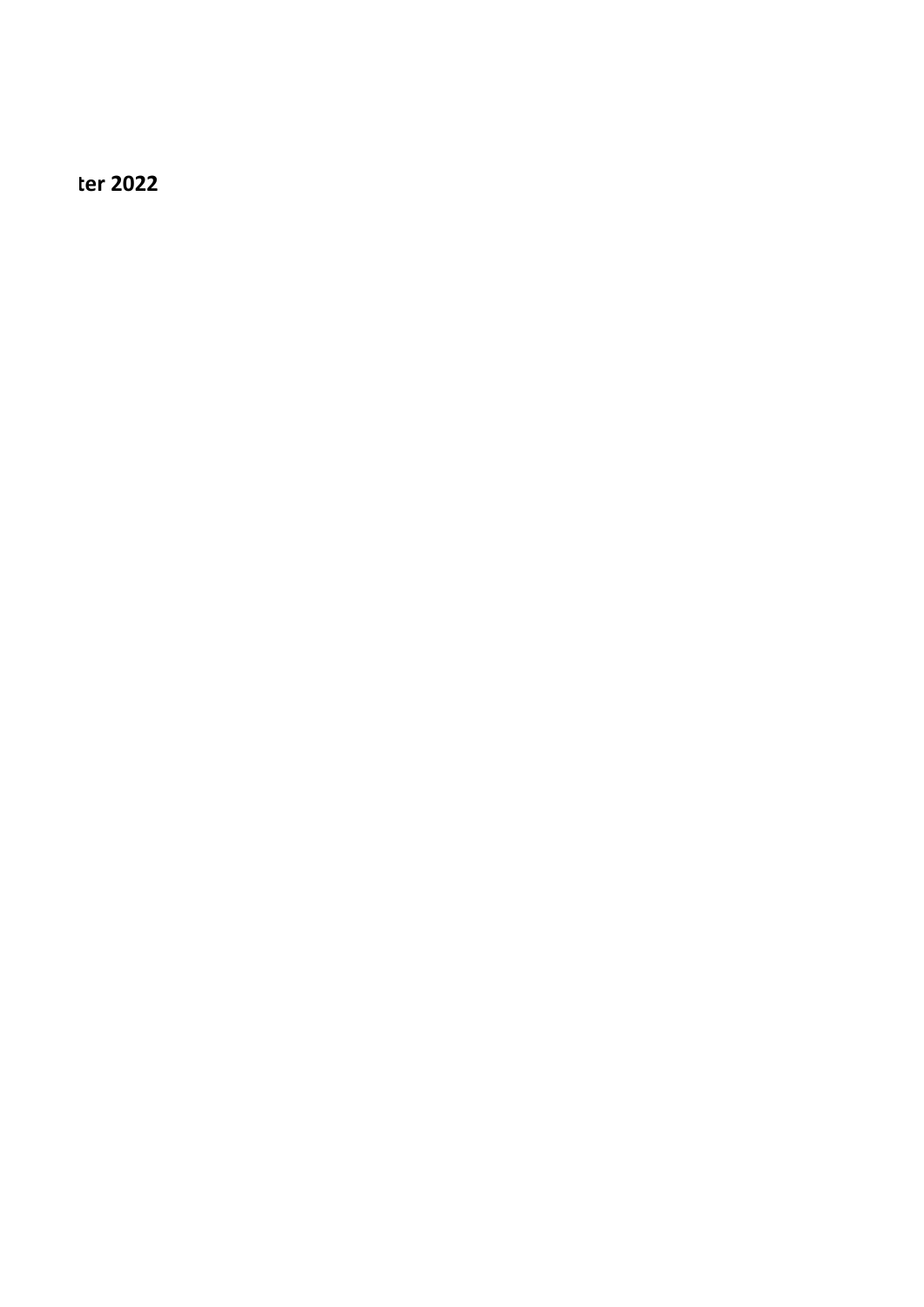**ter 2022**